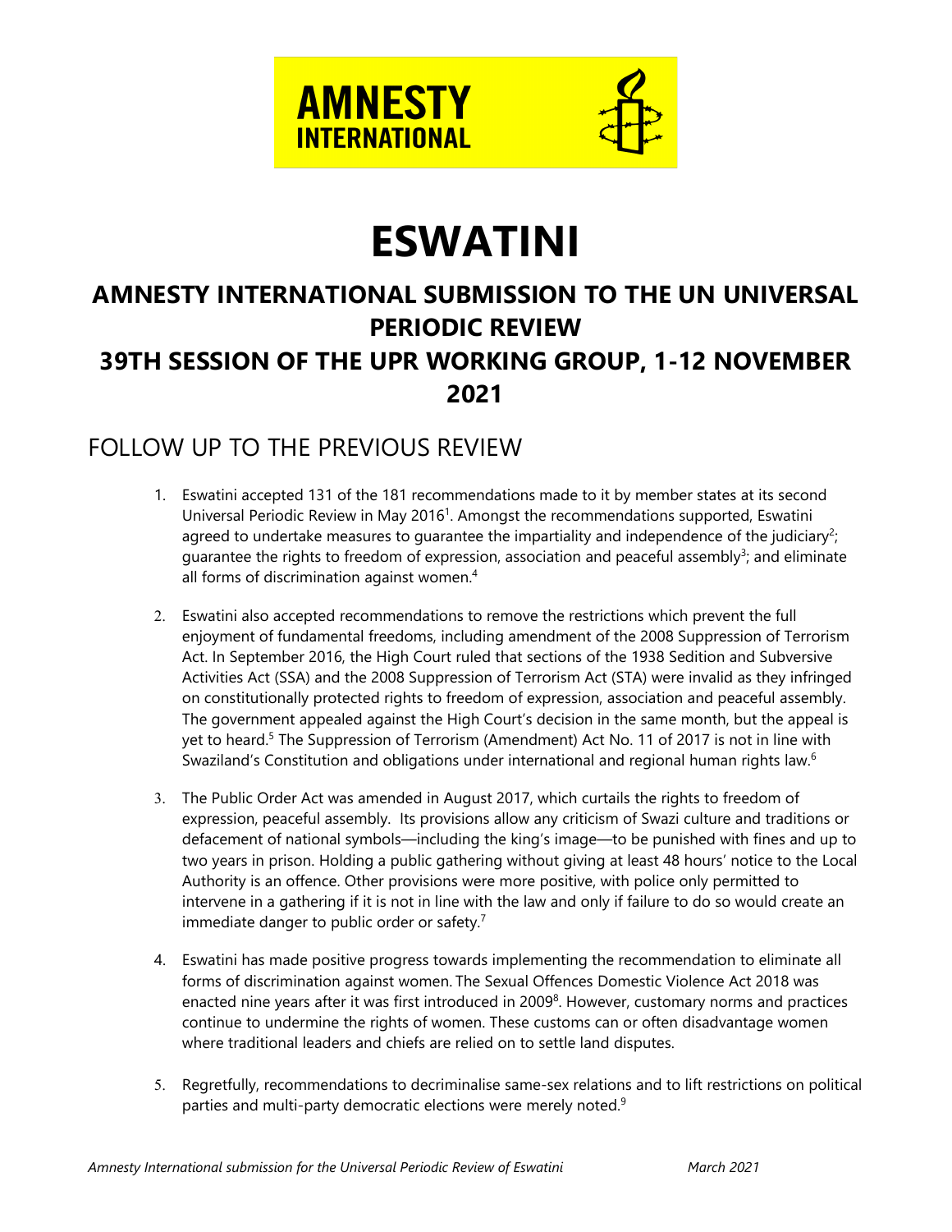AMNESTY INTERNATIONAL

# ESWATINI

## AMNESTY INTERNATIONAL SUBMISSION TO THE UN UNIVERSAL PERIODIC REVIEW

## 39TH SESSION OF THE UPR WORKING GROUP, 1-12 NOVEMBER 2021

## FOLLOW UP TO THE PREVIOUS REVIEW

1. Eswatini accepted 131 of the 181 recommendations made to it by member states at its second Universal Periodic Review in May 2016[1]. Amongst the recommendations supported, Eswatini agreed to undertake measures to guarantee the impartiality and independence of the judiciary[2]; guarantee the rights to freedom of expression, association and peaceful assembly[3]; and eliminate all forms of discrimination against women.[4]

2. Eswatini also accepted recommendations to remove the restrictions which prevent the full enjoyment of fundamental freedoms, including amendment of the 2008 Suppression of Terrorism Act. In September 2016, the High Court ruled that sections of the 1938 Sedition and Subversive Activities Act (SSA) and the 2008 Suppression of Terrorism Act (STA) were invalid as they infringed on constitutionally protected rights to freedom of expression, association and peaceful assembly. The government appealed against the High Court's decision in the same month, but the appeal is yet to heard.[5] The Suppression of Terrorism (Amendment) Act No. 11 of 2017 is not in line with Swaziland's Constitution and obligations under international and regional human rights law.[6]

3. The Public Order Act was amended in August 2017, which curtails the rights to freedom of expression, peaceful assembly. Its provisions allow any criticism of Swazi culture and traditions or defacement of national symbols—including the king's image—to be punished with fines and up to two years in prison. Holding a public gathering without giving at least 48 hours' notice to the Local Authority is an offence. Other provisions were more positive, with police only permitted to intervene in a gathering if it is not in line with the law and only if failure to do so would create an immediate danger to public order or safety.[7]

4. Eswatini has made positive progress towards implementing the recommendation to eliminate all forms of discrimination against women. The Sexual Offences Domestic Violence Act 2018 was enacted nine years after it was first introduced in 2009[8]. However, customary norms and practices continue to undermine the rights of women. These customs can or often disadvantage women where traditional leaders and chiefs are relied on to settle land disputes.

5. Regretfully, recommendations to decriminalise same-sex relations and to lift restrictions on political parties and multi-party democratic elections were merely noted.[9]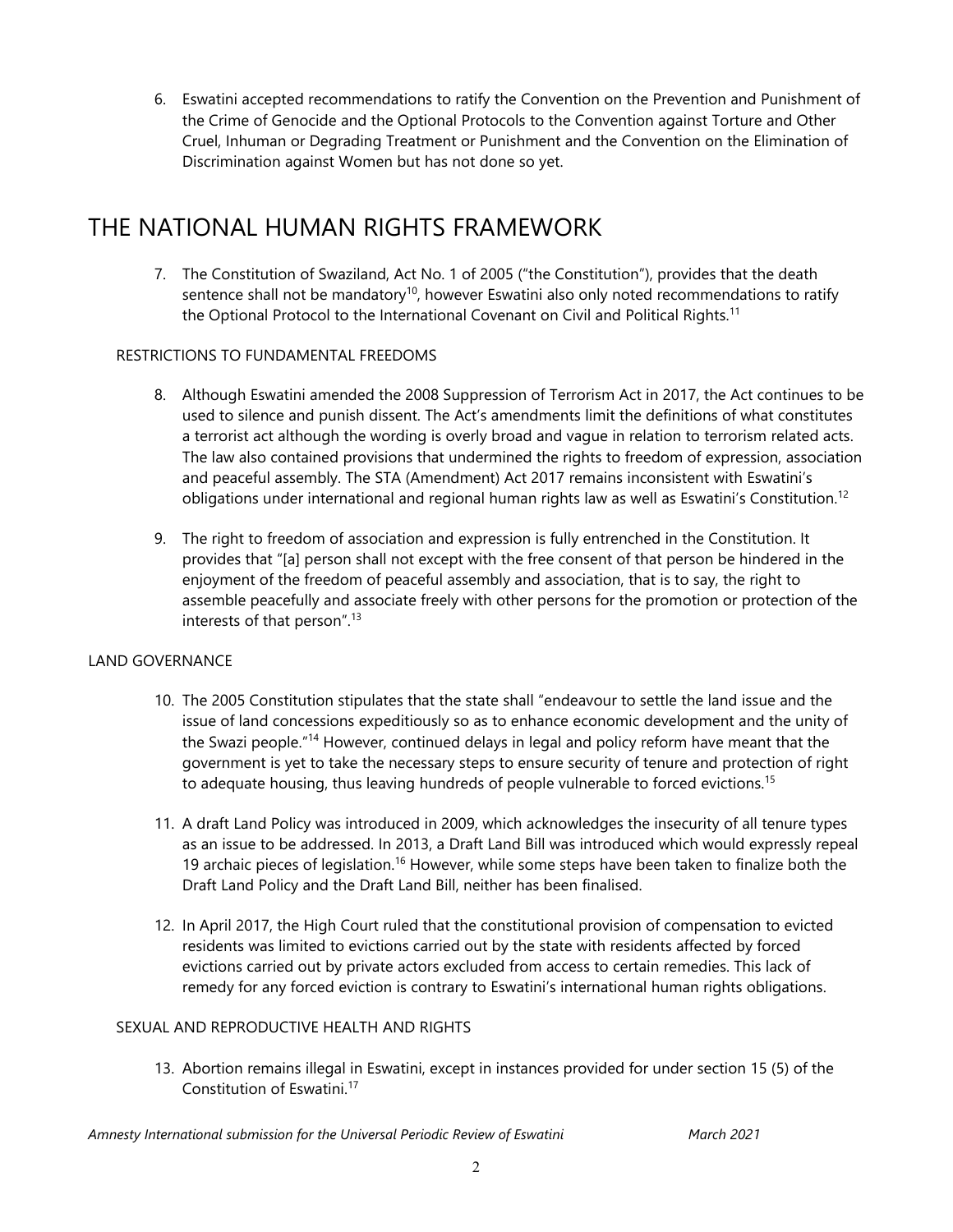6. Eswatini accepted recommendations to ratify the Convention on the Prevention and Punishment of the Crime of Genocide and the Optional Protocols to the Convention against Torture and Other Cruel, Inhuman or Degrading Treatment or Punishment and the Convention on the Elimination of Discrimination against Women but has not done so yet.

# THE NATIONAL HUMAN RIGHTS FRAMEWORK

7. The Constitution of Swaziland, Act No. 1 of 2005 ("the Constitution"), provides that the death sentence shall not be mandatory[10], however Eswatini also only noted recommendations to ratify the Optional Protocol to the International Covenant on Civil and Political Rights.[11]

## RESTRICTIONS TO FUNDAMENTAL FREEDOMS

8. Although Eswatini amended the 2008 Suppression of Terrorism Act in 2017, the Act continues to be used to silence and punish dissent. The Act's amendments limit the definitions of what constitutes a terrorist act although the wording is overly broad and vague in relation to terrorism related acts. The law also contained provisions that undermined the rights to freedom of expression, association and peaceful assembly. The STA (Amendment) Act 2017 remains inconsistent with Eswatini's obligations under international and regional human rights law as well as Eswatini's Constitution.[12]

9. The right to freedom of association and expression is fully entrenched in the Constitution. It provides that "[a] person shall not except with the free consent of that person be hindered in the enjoyment of the freedom of peaceful assembly and association, that is to say, the right to assemble peacefully and associate freely with other persons for the promotion or protection of the interests of that person".[13]

## LAND GOVERNANCE

10. The 2005 Constitution stipulates that the state shall "endeavour to settle the land issue and the issue of land concessions expeditiously so as to enhance economic development and the unity of the Swazi people."[14] However, continued delays in legal and policy reform have meant that the government is yet to take the necessary steps to ensure security of tenure and protection of right to adequate housing, thus leaving hundreds of people vulnerable to forced evictions.[15]

11. A draft Land Policy was introduced in 2009, which acknowledges the insecurity of all tenure types as an issue to be addressed. In 2013, a Draft Land Bill was introduced which would expressly repeal 19 archaic pieces of legislation.[16] However, while some steps have been taken to finalize both the Draft Land Policy and the Draft Land Bill, neither has been finalised.

12. In April 2017, the High Court ruled that the constitutional provision of compensation to evicted residents was limited to evictions carried out by the state with residents affected by forced evictions carried out by private actors excluded from access to certain remedies. This lack of remedy for any forced eviction is contrary to Eswatini's international human rights obligations.

## SEXUAL AND REPRODUCTIVE HEALTH AND RIGHTS

13. Abortion remains illegal in Eswatini, except in instances provided for under section 15 (5) of the Constitution of Eswatini.[17]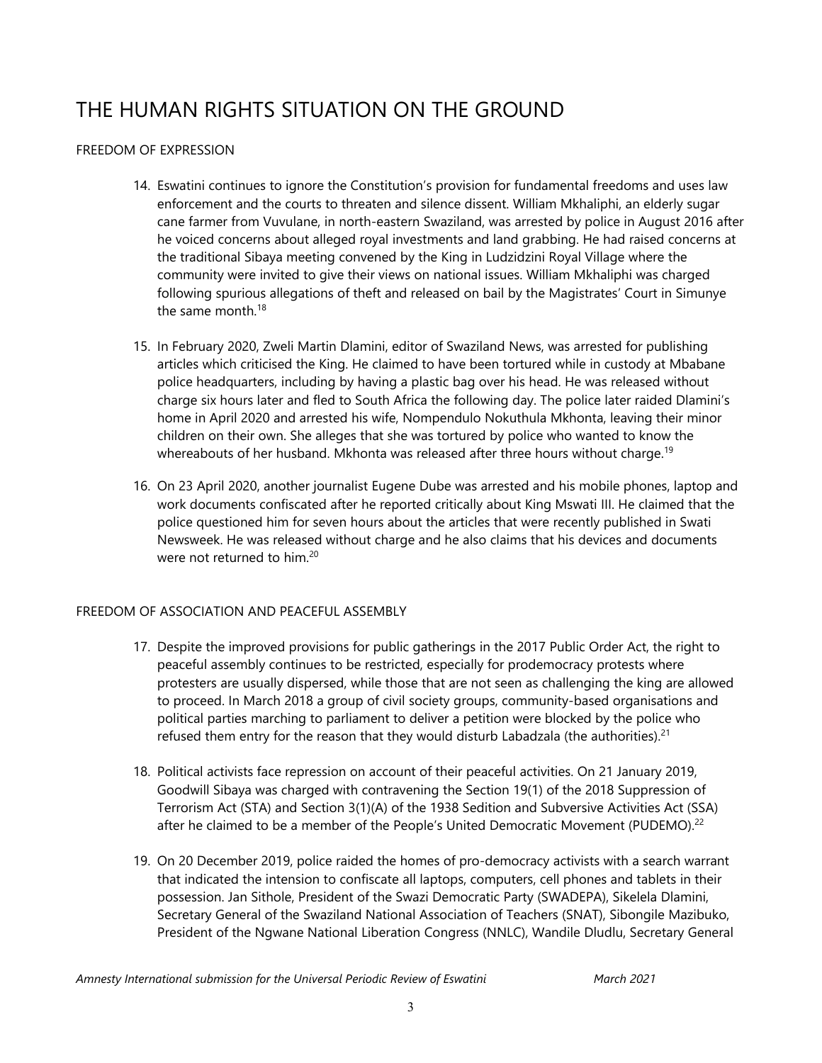# THE HUMAN RIGHTS SITUATION ON THE GROUND

## FREEDOM OF EXPRESSION

14. Eswatini continues to ignore the Constitution's provision for fundamental freedoms and uses law enforcement and the courts to threaten and silence dissent. William Mkhaliphi, an elderly sugar cane farmer from Vuvulane, in north-eastern Swaziland, was arrested by police in August 2016 after he voiced concerns about alleged royal investments and land grabbing. He had raised concerns at the traditional Sibaya meeting convened by the King in Ludzidzini Royal Village where the community were invited to give their views on national issues. William Mkhaliphi was charged following spurious allegations of theft and released on bail by the Magistrates' Court in Simunye the same month.[18]

15. In February 2020, Zweli Martin Dlamini, editor of Swaziland News, was arrested for publishing articles which criticised the King. He claimed to have been tortured while in custody at Mbabane police headquarters, including by having a plastic bag over his head. He was released without charge six hours later and fled to South Africa the following day. The police later raided Dlamini's home in April 2020 and arrested his wife, Nompendulo Nokuthula Mkhonta, leaving their minor children on their own. She alleges that she was tortured by police who wanted to know the whereabouts of her husband. Mkhonta was released after three hours without charge.[19]

16. On 23 April 2020, another journalist Eugene Dube was arrested and his mobile phones, laptop and work documents confiscated after he reported critically about King Mswati III. He claimed that the police questioned him for seven hours about the articles that were recently published in Swati Newsweek. He was released without charge and he also claims that his devices and documents were not returned to him.[20]

## FREEDOM OF ASSOCIATION AND PEACEFUL ASSEMBLY

17. Despite the improved provisions for public gatherings in the 2017 Public Order Act, the right to peaceful assembly continues to be restricted, especially for prodemocracy protests where protesters are usually dispersed, while those that are not seen as challenging the king are allowed to proceed. In March 2018 a group of civil society groups, community-based organisations and political parties marching to parliament to deliver a petition were blocked by the police who refused them entry for the reason that they would disturb Labadzala (the authorities).[21]

18. Political activists face repression on account of their peaceful activities. On 21 January 2019, Goodwill Sibaya was charged with contravening the Section 19(1) of the 2018 Suppression of Terrorism Act (STA) and Section 3(1)(A) of the 1938 Sedition and Subversive Activities Act (SSA) after he claimed to be a member of the People's United Democratic Movement (PUDEMO).[22]

19. On 20 December 2019, police raided the homes of pro-democracy activists with a search warrant that indicated the intension to confiscate all laptops, computers, cell phones and tablets in their possession. Jan Sithole, President of the Swazi Democratic Party (SWADEPA), Sikelela Dlamini, Secretary General of the Swaziland National Association of Teachers (SNAT), Sibongile Mazibuko, President of the Ngwane National Liberation Congress (NNLC), Wandile Dludlu, Secretary General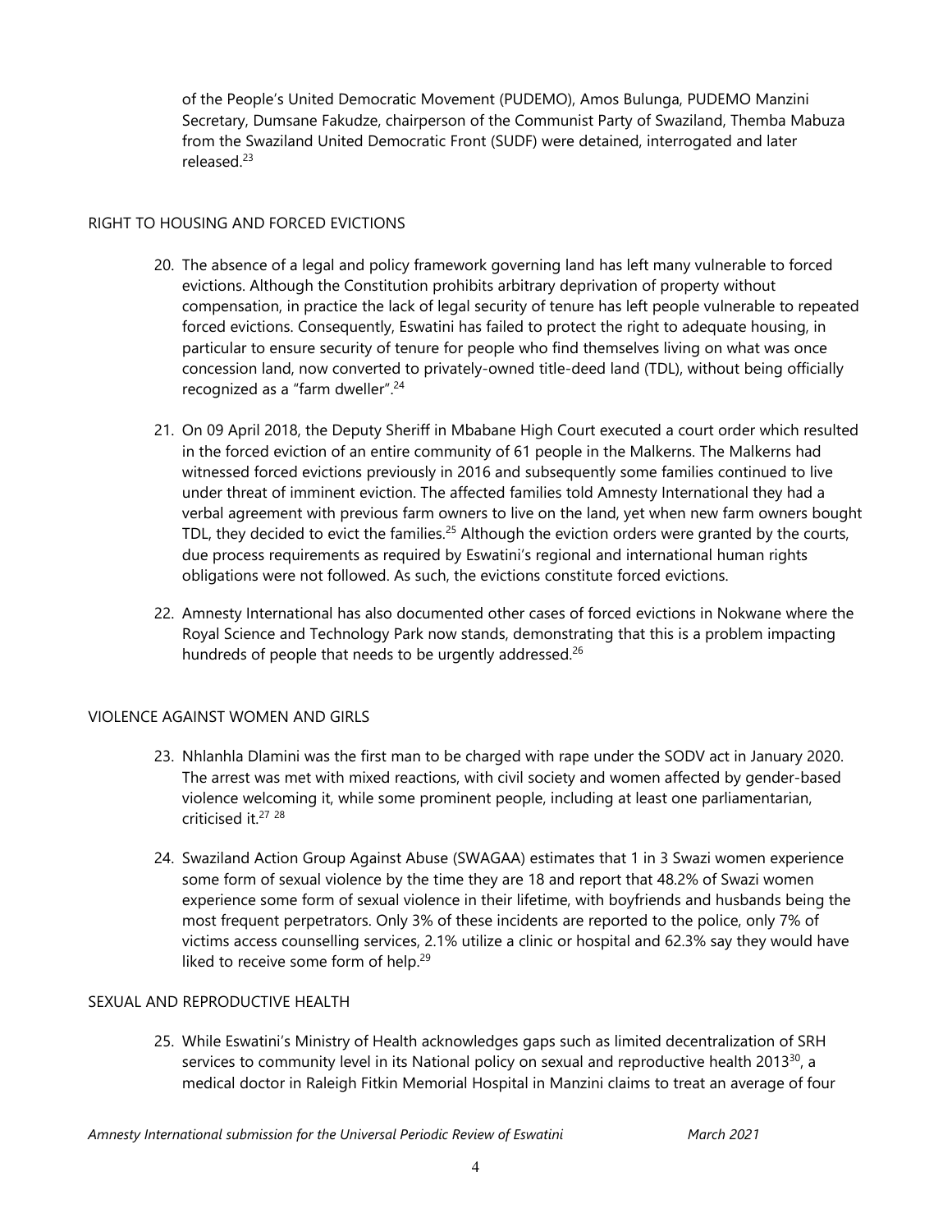of the People's United Democratic Movement (PUDEMO), Amos Bulunga, PUDEMO Manzini Secretary, Dumsane Fakudze, chairperson of the Communist Party of Swaziland, Themba Mabuza from the Swaziland United Democratic Front (SUDF) were detained, interrogated and later released.[23]

## RIGHT TO HOUSING AND FORCED EVICTIONS

20. The absence of a legal and policy framework governing land has left many vulnerable to forced evictions. Although the Constitution prohibits arbitrary deprivation of property without compensation, in practice the lack of legal security of tenure has left people vulnerable to repeated forced evictions. Consequently, Eswatini has failed to protect the right to adequate housing, in particular to ensure security of tenure for people who find themselves living on what was once concession land, now converted to privately-owned title-deed land (TDL), without being officially recognized as a "farm dweller".[24]

21. On 09 April 2018, the Deputy Sheriff in Mbabane High Court executed a court order which resulted in the forced eviction of an entire community of 61 people in the Malkerns. The Malkerns had witnessed forced evictions previously in 2016 and subsequently some families continued to live under threat of imminent eviction. The affected families told Amnesty International they had a verbal agreement with previous farm owners to live on the land, yet when new farm owners bought TDL, they decided to evict the families.[25] Although the eviction orders were granted by the courts, due process requirements as required by Eswatini's regional and international human rights obligations were not followed. As such, the evictions constitute forced evictions.

22. Amnesty International has also documented other cases of forced evictions in Nokwane where the Royal Science and Technology Park now stands, demonstrating that this is a problem impacting hundreds of people that needs to be urgently addressed.[26]

## VIOLENCE AGAINST WOMEN AND GIRLS

23. Nhlanhla Dlamini was the first man to be charged with rape under the SODV act in January 2020. The arrest was met with mixed reactions, with civil society and women affected by gender-based violence welcoming it, while some prominent people, including at least one parliamentarian, criticised it.[27] [28]

24. Swaziland Action Group Against Abuse (SWAGAA) estimates that 1 in 3 Swazi women experience some form of sexual violence by the time they are 18 and report that 48.2% of Swazi women experience some form of sexual violence in their lifetime, with boyfriends and husbands being the most frequent perpetrators. Only 3% of these incidents are reported to the police, only 7% of victims access counselling services, 2.1% utilize a clinic or hospital and 62.3% say they would have liked to receive some form of help.[29]

## SEXUAL AND REPRODUCTIVE HEALTH

25. While Eswatini's Ministry of Health acknowledges gaps such as limited decentralization of SRH services to community level in its National policy on sexual and reproductive health 2013[30], a medical doctor in Raleigh Fitkin Memorial Hospital in Manzini claims to treat an average of four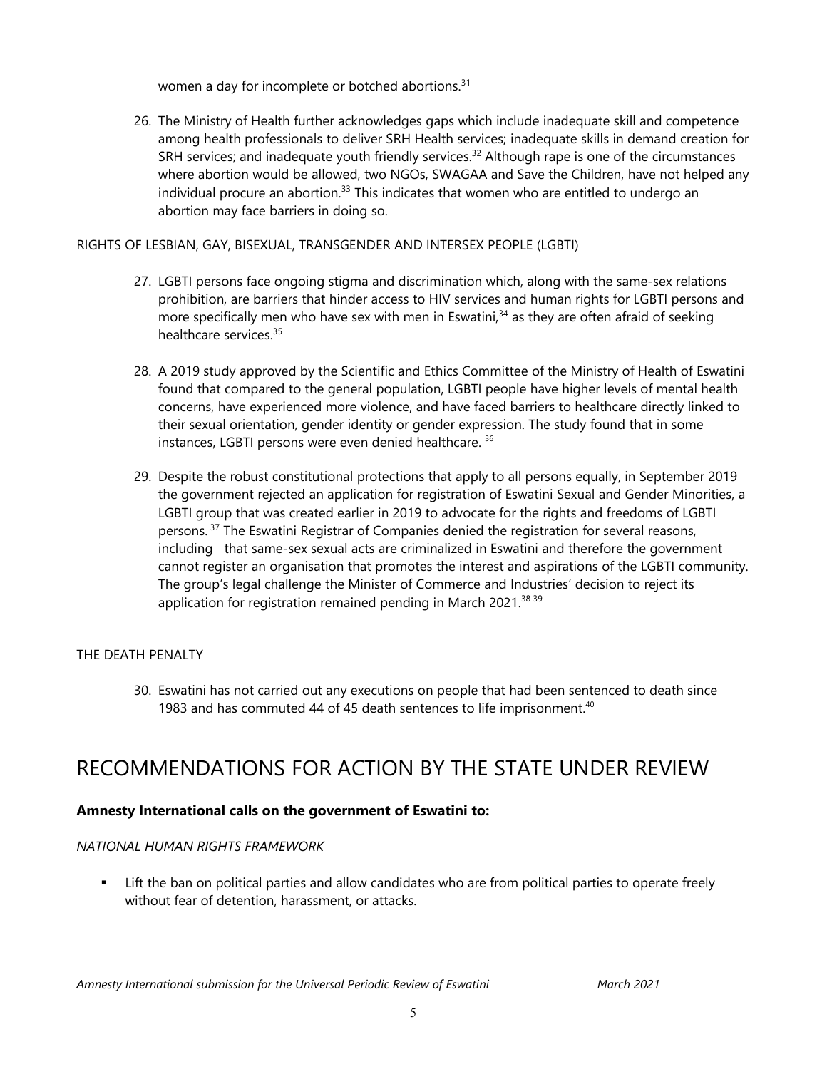women a day for incomplete or botched abortions.[31]

26. The Ministry of Health further acknowledges gaps which include inadequate skill and competence among health professionals to deliver SRH Health services; inadequate skills in demand creation for SRH services; and inadequate youth friendly services.[32] Although rape is one of the circumstances where abortion would be allowed, two NGOs, SWAGAA and Save the Children, have not helped any individual procure an abortion.[33] This indicates that women who are entitled to undergo an abortion may face barriers in doing so.

RIGHTS OF LESBIAN, GAY, BISEXUAL, TRANSGENDER AND INTERSEX PEOPLE (LGBTI)

27. LGBTI persons face ongoing stigma and discrimination which, along with the same-sex relations prohibition, are barriers that hinder access to HIV services and human rights for LGBTI persons and more specifically men who have sex with men in Eswatini,[34] as they are often afraid of seeking healthcare services.[35]

28. A 2019 study approved by the Scientific and Ethics Committee of the Ministry of Health of Eswatini found that compared to the general population, LGBTI people have higher levels of mental health concerns, have experienced more violence, and have faced barriers to healthcare directly linked to their sexual orientation, gender identity or gender expression. The study found that in some instances, LGBTI persons were even denied healthcare. [36]

29. Despite the robust constitutional protections that apply to all persons equally, in September 2019 the government rejected an application for registration of Eswatini Sexual and Gender Minorities, a LGBTI group that was created earlier in 2019 to advocate for the rights and freedoms of LGBTI persons. [37] The Eswatini Registrar of Companies denied the registration for several reasons, including that same-sex sexual acts are criminalized in Eswatini and therefore the government cannot register an organisation that promotes the interest and aspirations of the LGBTI community. The group's legal challenge the Minister of Commerce and Industries' decision to reject its application for registration remained pending in March 2021.[38] [39]

THE DEATH PENALTY

30. Eswatini has not carried out any executions on people that had been sentenced to death since 1983 and has commuted 44 of 45 death sentences to life imprisonment.[40]

# RECOMMENDATIONS FOR ACTION BY THE STATE UNDER REVIEW

**Amnesty International calls on the government of Eswatini to:**

*NATIONAL HUMAN RIGHTS FRAMEWORK*

- Lift the ban on political parties and allow candidates who are from political parties to operate freely without fear of detention, harassment, or attacks.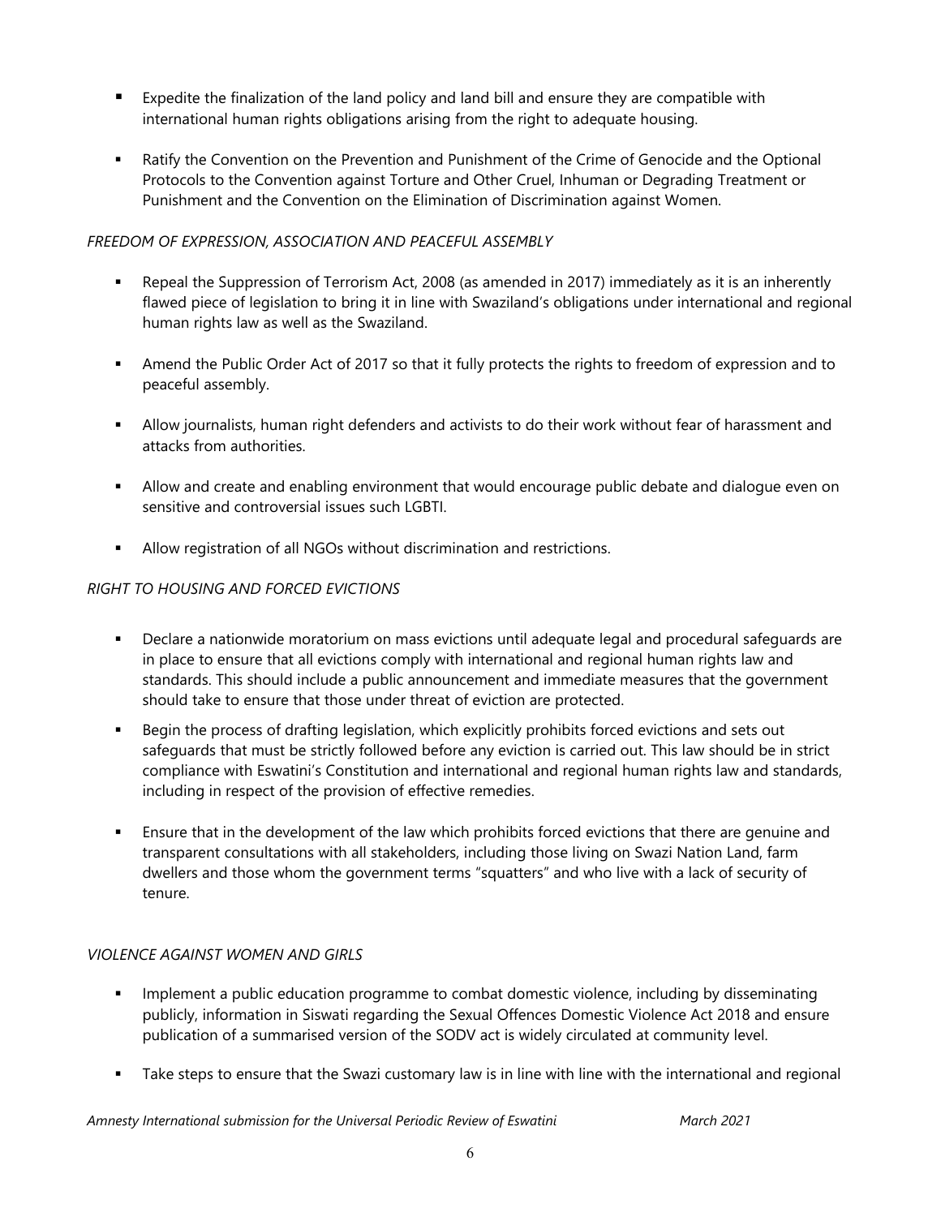- Expedite the finalization of the land policy and land bill and ensure they are compatible with international human rights obligations arising from the right to adequate housing.

- Ratify the Convention on the Prevention and Punishment of the Crime of Genocide and the Optional Protocols to the Convention against Torture and Other Cruel, Inhuman or Degrading Treatment or Punishment and the Convention on the Elimination of Discrimination against Women.

*FREEDOM OF EXPRESSION, ASSOCIATION AND PEACEFUL ASSEMBLY*

- Repeal the Suppression of Terrorism Act, 2008 (as amended in 2017) immediately as it is an inherently flawed piece of legislation to bring it in line with Swaziland's obligations under international and regional human rights law as well as the Swaziland.

- Amend the Public Order Act of 2017 so that it fully protects the rights to freedom of expression and to peaceful assembly.

- Allow journalists, human right defenders and activists to do their work without fear of harassment and attacks from authorities.

- Allow and create and enabling environment that would encourage public debate and dialogue even on sensitive and controversial issues such LGBTI.

- Allow registration of all NGOs without discrimination and restrictions.

*RIGHT TO HOUSING AND FORCED EVICTIONS*

- Declare a nationwide moratorium on mass evictions until adequate legal and procedural safeguards are in place to ensure that all evictions comply with international and regional human rights law and standards. This should include a public announcement and immediate measures that the government should take to ensure that those under threat of eviction are protected.
- Begin the process of drafting legislation, which explicitly prohibits forced evictions and sets out safeguards that must be strictly followed before any eviction is carried out. This law should be in strict compliance with Eswatini's Constitution and international and regional human rights law and standards, including in respect of the provision of effective remedies.

- Ensure that in the development of the law which prohibits forced evictions that there are genuine and transparent consultations with all stakeholders, including those living on Swazi Nation Land, farm dwellers and those whom the government terms "squatters" and who live with a lack of security of tenure.

*VIOLENCE AGAINST WOMEN AND GIRLS*

- Implement a public education programme to combat domestic violence, including by disseminating publicly, information in Siswati regarding the Sexual Offences Domestic Violence Act 2018 and ensure publication of a summarised version of the SODV act is widely circulated at community level.

- Take steps to ensure that the Swazi customary law is in line with line with the international and regional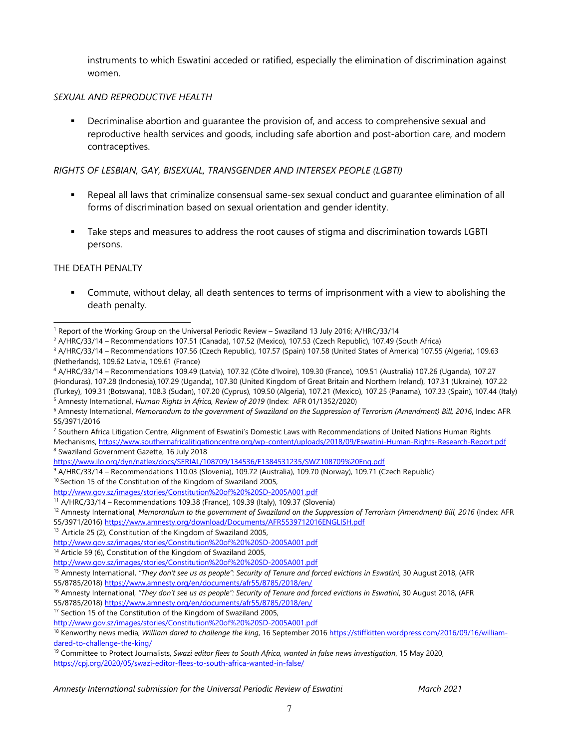instruments to which Eswatini acceded or ratified, especially the elimination of discrimination against women.

*SEXUAL AND REPRODUCTIVE HEALTH*

- Decriminalise abortion and guarantee the provision of, and access to comprehensive sexual and reproductive health services and goods, including safe abortion and post-abortion care, and modern contraceptives.

*RIGHTS OF LESBIAN, GAY, BISEXUAL, TRANSGENDER AND INTERSEX PEOPLE (LGBTI)*

- Repeal all laws that criminalize consensual same-sex sexual conduct and guarantee elimination of all forms of discrimination based on sexual orientation and gender identity.
- Take steps and measures to address the root causes of stigma and discrimination towards LGBTI persons.

THE DEATH PENALTY

- Commute, without delay, all death sentences to terms of imprisonment with a view to abolishing the death penalty.

---

[1] Report of the Working Group on the Universal Periodic Review – Swaziland 13 July 2016; A/HRC/33/14

[2] A/HRC/33/14 – Recommendations 107.51 (Canada), 107.52 (Mexico), 107.53 (Czech Republic), 107.49 (South Africa)

[3] A/HRC/33/14 – Recommendations 107.56 (Czech Republic), 107.57 (Spain) 107.58 (United States of America) 107.55 (Algeria), 109.63 (Netherlands), 109.62 Latvia, 109.61 (France)

[4] A/HRC/33/14 – Recommendations 109.49 (Latvia), 107.32 (Côte d'Ivoire), 109.30 (France), 109.51 (Australia) 107.26 (Uganda), 107.27 (Honduras), 107.28 (Indonesia),107.29 (Uganda), 107.30 (United Kingdom of Great Britain and Northern Ireland), 107.31 (Ukraine), 107.22 (Turkey), 109.31 (Botswana), 108.3 (Sudan), 107.20 (Cyprus), 109.50 (Algeria), 107.21 (Mexico), 107.25 (Panama), 107.33 (Spain), 107.44 (Italy)

[5] Amnesty International, *Human Rights in Africa, Review of 2019* (Index: AFR 01/1352/2020)

[6] Amnesty International, *Memorandum to the government of Swaziland on the Suppression of Terrorism (Amendment) Bill, 2016*, Index: AFR 55/3971/2016

[7] Southern Africa Litigation Centre, Alignment of Eswatini's Domestic Laws with Recommendations of United Nations Human Rights Mechanisms, https://www.southernafricalitigationcentre.org/wp-content/uploads/2018/09/Eswatini-Human-Rights-Research-Report.pdf

[8] Swaziland Government Gazette, 16 July 2018 https://www.ilo.org/dyn/natlex/docs/SERIAL/108709/134536/F1384531235/SWZ108709%20Eng.pdf

[9] A/HRC/33/14 – Recommendations 110.03 (Slovenia), 109.72 (Australia), 109.70 (Norway), 109.71 (Czech Republic)

[10] Section 15 of the Constitution of the Kingdom of Swaziland 2005, http://www.gov.sz/images/stories/Constitution%20of%20%20SD-2005A001.pdf

[11] A/HRC/33/14 – Recommendations 109.38 (France), 109.39 (Italy), 109.37 (Slovenia)

[12] Amnesty International, *Memorandum to the government of Swaziland on the Suppression of Terrorism (Amendment) Bill, 2016* (Index: AFR 55/3971/2016) https://www.amnesty.org/download/Documents/AFR5539712016ENGLISH.pdf

[13] Article 25 (2), Constitution of the Kingdom of Swaziland 2005, http://www.gov.sz/images/stories/Constitution%20of%20%20SD-2005A001.pdf

[14] Article 59 (6), Constitution of the Kingdom of Swaziland 2005, http://www.gov.sz/images/stories/Constitution%20of%20%20SD-2005A001.pdf

[15] Amnesty International, *"They don't see us as people": Security of Tenure and forced evictions in Eswatini*, 30 August 2018, (AFR 55/8785/2018) https://www.amnesty.org/en/documents/afr55/8785/2018/en/

[16] Amnesty International, *"They don't see us as people": Security of Tenure and forced evictions in Eswatini*, 30 August 2018, (AFR 55/8785/2018) https://www.amnesty.org/en/documents/afr55/8785/2018/en/

[17] Section 15 of the Constitution of the Kingdom of Swaziland 2005, http://www.gov.sz/images/stories/Constitution%20of%20%20SD-2005A001.pdf

[18] Kenworthy news media, *William dared to challenge the king*, 16 September 2016 https://stiffkitten.wordpress.com/2016/09/16/william-dared-to-challenge-the-king/

[19] Committee to Protect Journalists, *Swazi editor flees to South Africa, wanted in false news investigation*, 15 May 2020, https://cpj.org/2020/05/swazi-editor-flees-to-south-africa-wanted-in-false/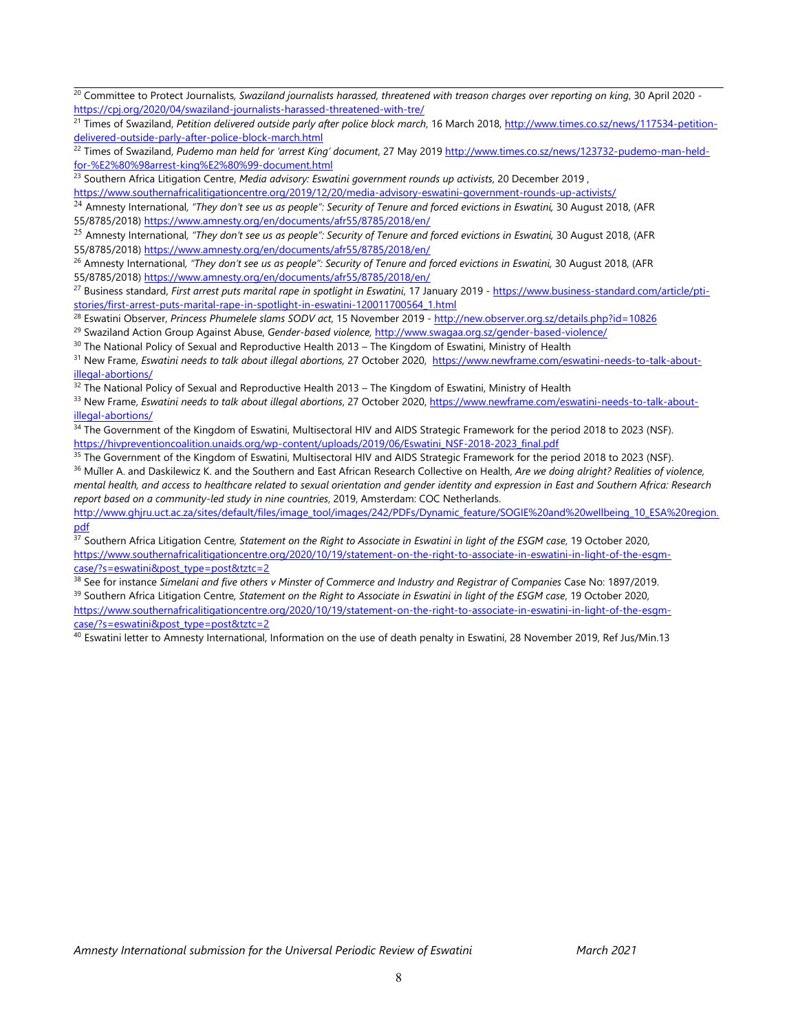[20] Committee to Protect Journalists, *Swaziland journalists harassed, threatened with treason charges over reporting on king*, 30 April 2020 - https://cpj.org/2020/04/swaziland-journalists-harassed-threatened-with-tre/

[21] Times of Swaziland, *Petition delivered outside parly after police block march*, 16 March 2018, http://www.times.co.sz/news/117534-petition-delivered-outside-parly-after-police-block-march.html

[22] Times of Swaziland, *Pudemo man held for 'arrest King' document*, 27 May 2019 http://www.times.co.sz/news/123732-pudemo-man-held-for-%E2%80%98arrest-king%E2%80%99-document.html

[23] Southern Africa Litigation Centre, *Media advisory: Eswatini government rounds up activists*, 20 December 2019 , https://www.southernafricalitigationcentre.org/2019/12/20/media-advisory-eswatini-government-rounds-up-activists/

[24] Amnesty International, *"They don't see us as people": Security of Tenure and forced evictions in Eswatini,* 30 August 2018, (AFR 55/8785/2018) https://www.amnesty.org/en/documents/afr55/8785/2018/en/

[25] Amnesty International, *"They don't see us as people": Security of Tenure and forced evictions in Eswatini,* 30 August 2018, (AFR 55/8785/2018) https://www.amnesty.org/en/documents/afr55/8785/2018/en/

[26] Amnesty International, *"They don't see us as people": Security of Tenure and forced evictions in Eswatini,* 30 August 2018, (AFR 55/8785/2018) https://www.amnesty.org/en/documents/afr55/8785/2018/en/

[27] Business standard, *First arrest puts marital rape in spotlight in Eswatini*, 17 January 2019 - https://www.business-standard.com/article/pti-stories/first-arrest-puts-marital-rape-in-spotlight-in-eswatini-120011700564_1.html

[28] Eswatini Observer, *Princess Phumelele slams SODV act*, 15 November 2019 - http://new.observer.org.sz/details.php?id=10826

[29] Swaziland Action Group Against Abuse, *Gender-based violence*, http://www.swagaa.org.sz/gender-based-violence/

[30] The National Policy of Sexual and Reproductive Health 2013 – The Kingdom of Eswatini, Ministry of Health

[31] New Frame, *Eswatini needs to talk about illegal abortions,* 27 October 2020, https://www.newframe.com/eswatini-needs-to-talk-about-illegal-abortions/

[32] The National Policy of Sexual and Reproductive Health 2013 – The Kingdom of Eswatini, Ministry of Health

[33] New Frame, *Eswatini needs to talk about illegal abortions*, 27 October 2020, https://www.newframe.com/eswatini-needs-to-talk-about-illegal-abortions/

[34] The Government of the Kingdom of Eswatini, Multisectoral HIV and AIDS Strategic Framework for the period 2018 to 2023 (NSF). https://hivpreventioncoalition.unaids.org/wp-content/uploads/2019/06/Eswatini_NSF-2018-2023_final.pdf

[35] The Government of the Kingdom of Eswatini, Multisectoral HIV and AIDS Strategic Framework for the period 2018 to 2023 (NSF).

[36] Mu̇ller A. and Daskilewicz K. and the Southern and East African Research Collective on Health, *Are we doing alright? Realities of violence, mental health, and access to healthcare related to sexual orientation and gender identity and expression in East and Southern Africa: Research report based on a community-led study in nine countries*, 2019, Amsterdam: COC Netherlands. http://www.ghjru.uct.ac.za/sites/default/files/image_tool/images/242/PDFs/Dynamic_feature/SOGIE%20and%20wellbeing_10_ESA%20region.pdf

[37] Southern Africa Litigation Centre, *Statement on the Right to Associate in Eswatini in light of the ESGM case*, 19 October 2020, https://www.southernafricalitigationcentre.org/2020/10/19/statement-on-the-right-to-associate-in-eswatini-in-light-of-the-esgm-case/?s=eswatini&post_type=post&tztc=2

[38] See for instance *Simelani and five others v Minster of Commerce and Industry and Registrar of Companies* Case No: 1897/2019.

[39] Southern Africa Litigation Centre, *Statement on the Right to Associate in Eswatini in light of the ESGM case*, 19 October 2020, https://www.southernafricalitigationcentre.org/2020/10/19/statement-on-the-right-to-associate-in-eswatini-in-light-of-the-esgm-case/?s=eswatini&post_type=post&tztc=2

[40] Eswatini letter to Amnesty International, Information on the use of death penalty in Eswatini, 28 November 2019, Ref Jus/Min.13